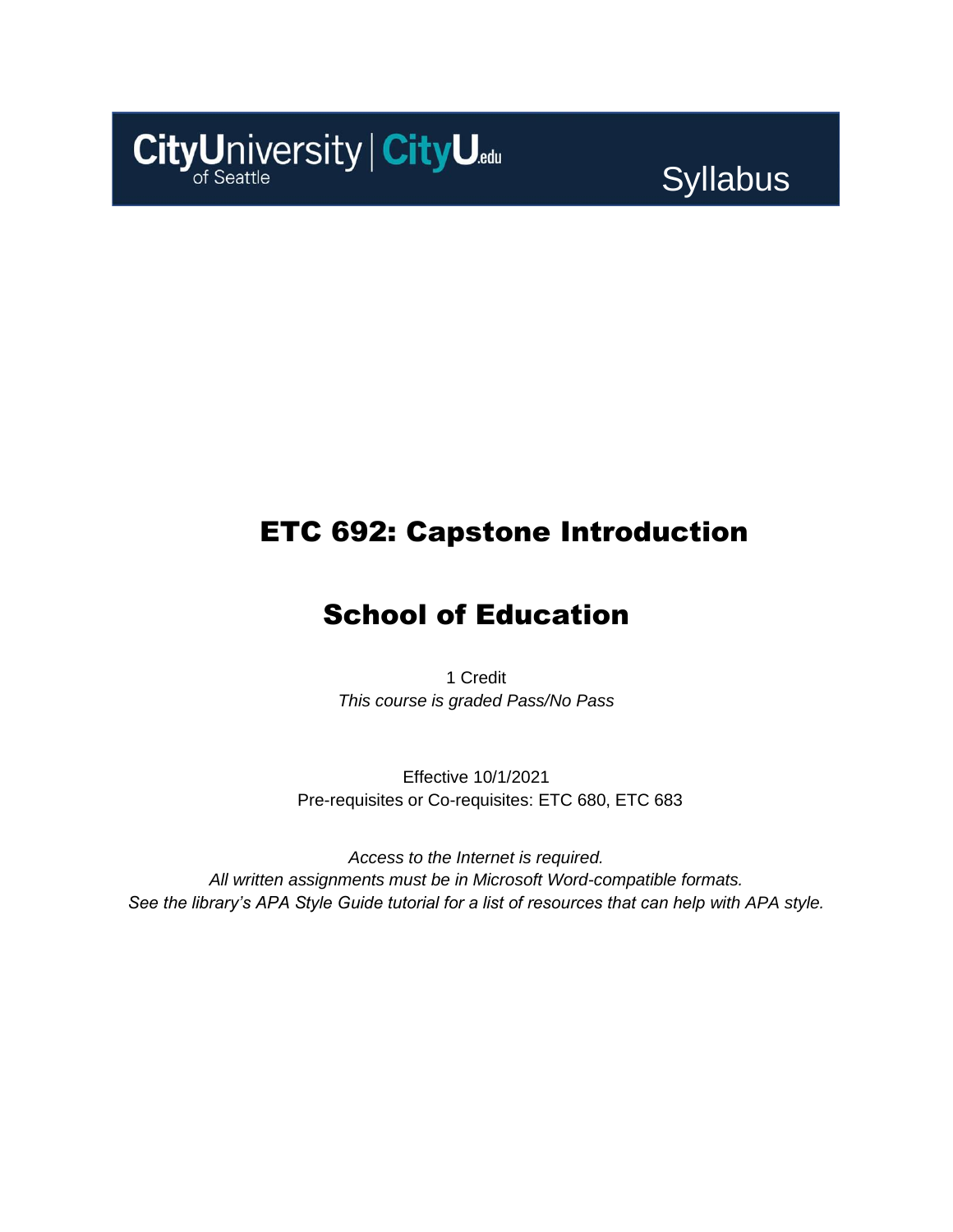CityUniversity of Seattle | CityU.edu

Syllabus

# ETC 692: Capstone Introduction

# School of Education

1 Credit

*This course is graded Pass/No Pass*

Effective 10/1/2021

Pre-requisites or Co-requisites: ETC 680, ETC 683

*Access to the Internet is required.*

*All written assignments must be in Microsoft Word-compatible formats.*

*See the library's APA Style Guide tutorial for a list of resources that can help with APA style.*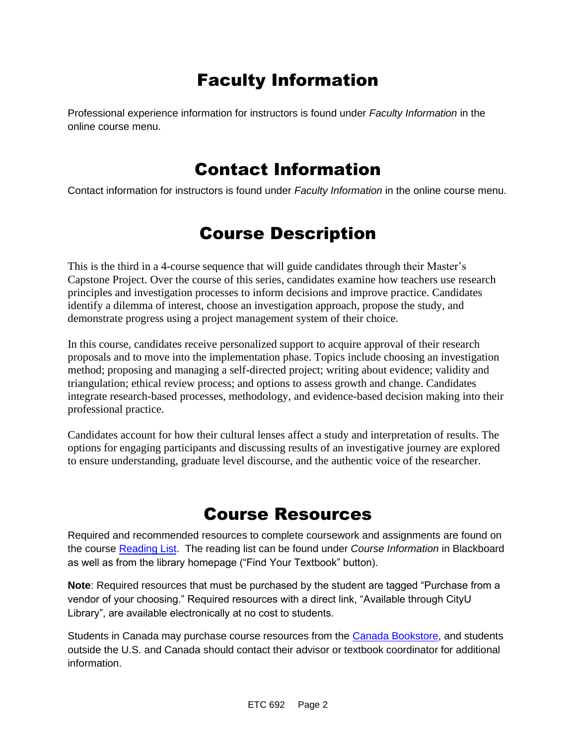# Faculty Information

Professional experience information for instructors is found under *Faculty Information* in the online course menu.

# Contact Information

Contact information for instructors is found under *Faculty Information* in the online course menu.

# Course Description

This is the third in a 4-course sequence that will guide candidates through their Master's Capstone Project. Over the course of this series, candidates examine how teachers use research principles and investigation processes to inform decisions and improve practice. Candidates identify a dilemma of interest, choose an investigation approach, propose the study, and demonstrate progress using a project management system of their choice.

In this course, candidates receive personalized support to acquire approval of their research proposals and to move into the implementation phase. Topics include choosing an investigation method; proposing and managing a self-directed project; writing about evidence; validity and triangulation; ethical review process; and options to assess growth and change. Candidates integrate research-based processes, methodology, and evidence-based decision making into their professional practice.

Candidates account for how their cultural lenses affect a study and interpretation of results. The options for engaging participants and discussing results of an investigative journey are explored to ensure understanding, graduate level discourse, and the authentic voice of the researcher.

# Course Resources

Required and recommended resources to complete coursework and assignments are found on the course Reading List. The reading list can be found under *Course Information* in Blackboard as well as from the library homepage ("Find Your Textbook" button).

**Note**: Required resources that must be purchased by the student are tagged "Purchase from a vendor of your choosing." Required resources with a direct link, "Available through CityU Library", are available electronically at no cost to students.

Students in Canada may purchase course resources from the Canada Bookstore, and students outside the U.S. and Canada should contact their advisor or textbook coordinator for additional information.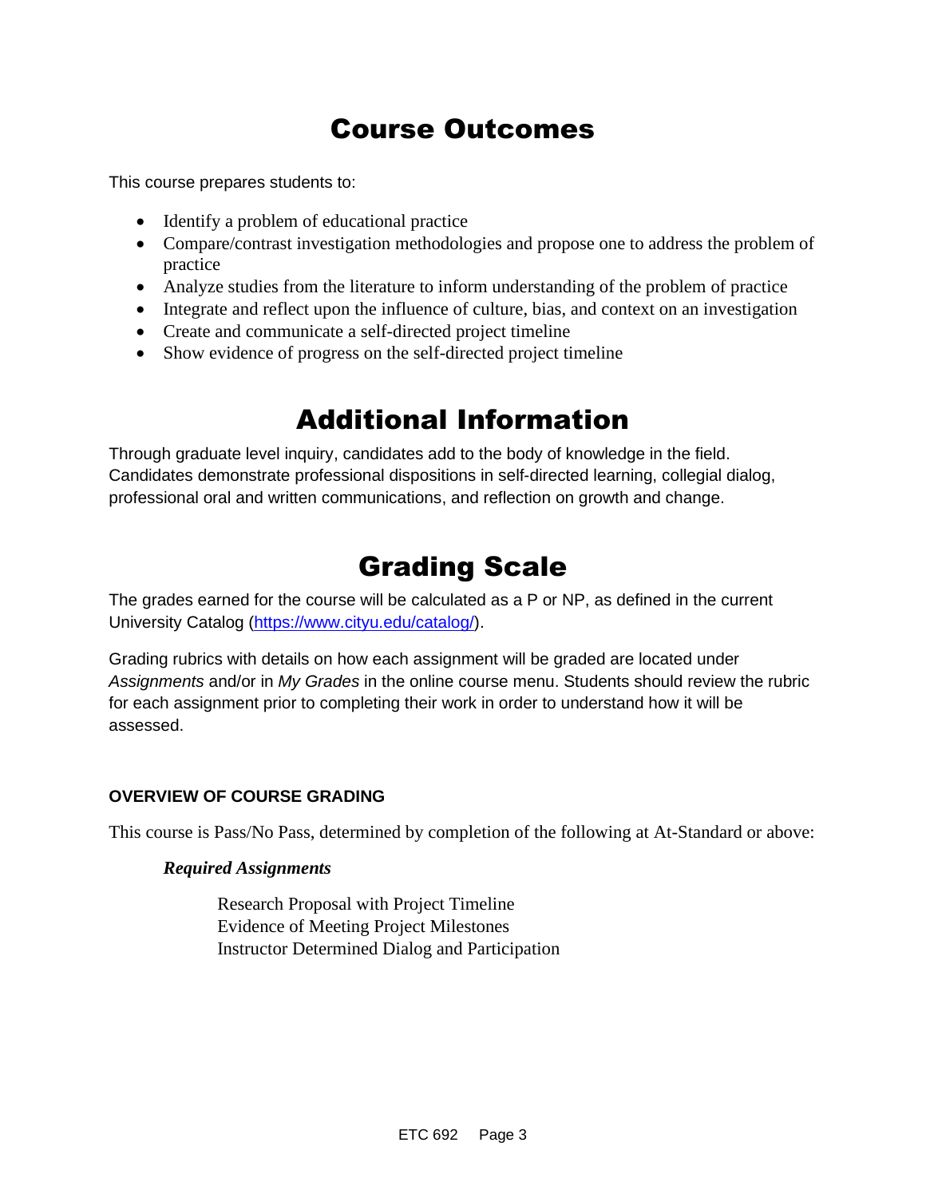# Course Outcomes

This course prepares students to:

- Identify a problem of educational practice
- Compare/contrast investigation methodologies and propose one to address the problem of practice
- Analyze studies from the literature to inform understanding of the problem of practice
- Integrate and reflect upon the influence of culture, bias, and context on an investigation
- Create and communicate a self-directed project timeline
- Show evidence of progress on the self-directed project timeline

# Additional Information

Through graduate level inquiry, candidates add to the body of knowledge in the field. Candidates demonstrate professional dispositions in self-directed learning, collegial dialog, professional oral and written communications, and reflection on growth and change.

# Grading Scale

The grades earned for the course will be calculated as a P or NP, as defined in the current University Catalog (https://www.cityu.edu/catalog/).

Grading rubrics with details on how each assignment will be graded are located under *Assignments* and/or in *My Grades* in the online course menu. Students should review the rubric for each assignment prior to completing their work in order to understand how it will be assessed.

**OVERVIEW OF COURSE GRADING**

This course is Pass/No Pass, determined by completion of the following at At-Standard or above:

***Required Assignments***

Research Proposal with Project Timeline
Evidence of Meeting Project Milestones
Instructor Determined Dialog and Participation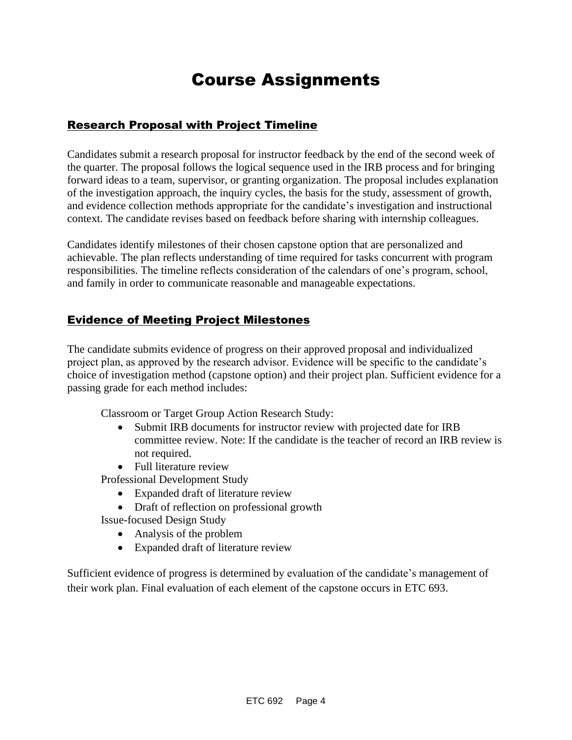# Course Assignments

## Research Proposal with Project Timeline

Candidates submit a research proposal for instructor feedback by the end of the second week of the quarter. The proposal follows the logical sequence used in the IRB process and for bringing forward ideas to a team, supervisor, or granting organization. The proposal includes explanation of the investigation approach, the inquiry cycles, the basis for the study, assessment of growth, and evidence collection methods appropriate for the candidate's investigation and instructional context. The candidate revises based on feedback before sharing with internship colleagues.

Candidates identify milestones of their chosen capstone option that are personalized and achievable. The plan reflects understanding of time required for tasks concurrent with program responsibilities. The timeline reflects consideration of the calendars of one's program, school, and family in order to communicate reasonable and manageable expectations.

## Evidence of Meeting Project Milestones

The candidate submits evidence of progress on their approved proposal and individualized project plan, as approved by the research advisor. Evidence will be specific to the candidate's choice of investigation method (capstone option) and their project plan. Sufficient evidence for a passing grade for each method includes:

Classroom or Target Group Action Research Study:

- Submit IRB documents for instructor review with projected date for IRB committee review. Note: If the candidate is the teacher of record an IRB review is not required.
- Full literature review

Professional Development Study

- Expanded draft of literature review
- Draft of reflection on professional growth

Issue-focused Design Study

- Analysis of the problem
- Expanded draft of literature review

Sufficient evidence of progress is determined by evaluation of the candidate's management of their work plan. Final evaluation of each element of the capstone occurs in ETC 693.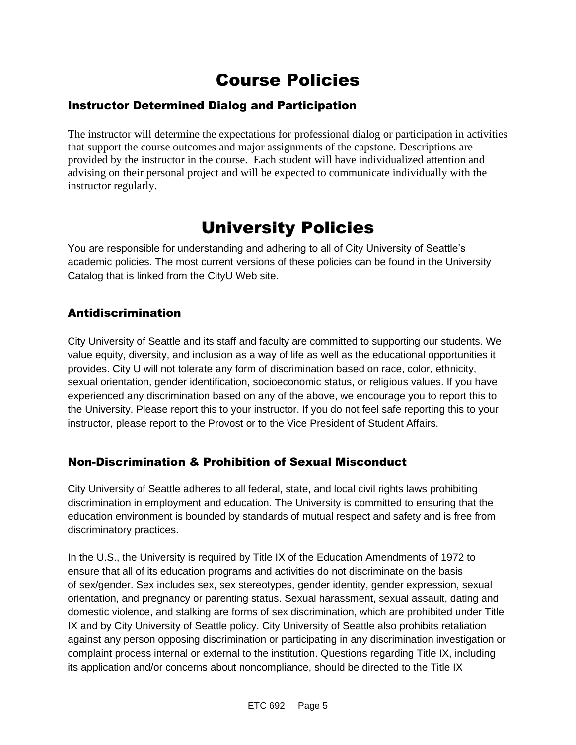# Course Policies

### Instructor Determined Dialog and Participation

The instructor will determine the expectations for professional dialog or participation in activities that support the course outcomes and major assignments of the capstone. Descriptions are provided by the instructor in the course. Each student will have individualized attention and advising on their personal project and will be expected to communicate individually with the instructor regularly.

# University Policies

You are responsible for understanding and adhering to all of City University of Seattle's academic policies. The most current versions of these policies can be found in the University Catalog that is linked from the CityU Web site.

### Antidiscrimination

City University of Seattle and its staff and faculty are committed to supporting our students. We value equity, diversity, and inclusion as a way of life as well as the educational opportunities it provides. City U will not tolerate any form of discrimination based on race, color, ethnicity, sexual orientation, gender identification, socioeconomic status, or religious values. If you have experienced any discrimination based on any of the above, we encourage you to report this to the University. Please report this to your instructor. If you do not feel safe reporting this to your instructor, please report to the Provost or to the Vice President of Student Affairs.

### Non-Discrimination & Prohibition of Sexual Misconduct

City University of Seattle adheres to all federal, state, and local civil rights laws prohibiting discrimination in employment and education. The University is committed to ensuring that the education environment is bounded by standards of mutual respect and safety and is free from discriminatory practices.

In the U.S., the University is required by Title IX of the Education Amendments of 1972 to ensure that all of its education programs and activities do not discriminate on the basis of sex/gender. Sex includes sex, sex stereotypes, gender identity, gender expression, sexual orientation, and pregnancy or parenting status. Sexual harassment, sexual assault, dating and domestic violence, and stalking are forms of sex discrimination, which are prohibited under Title IX and by City University of Seattle policy. City University of Seattle also prohibits retaliation against any person opposing discrimination or participating in any discrimination investigation or complaint process internal or external to the institution. Questions regarding Title IX, including its application and/or concerns about noncompliance, should be directed to the Title IX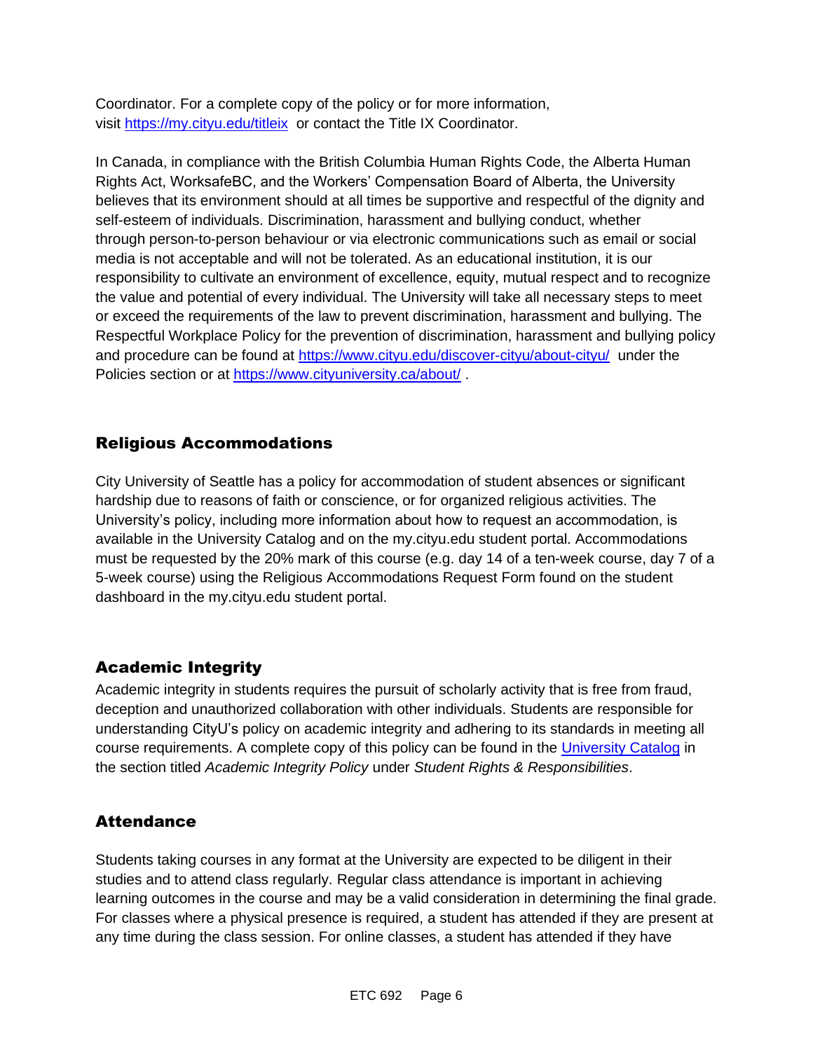Coordinator. For a complete copy of the policy or for more information, visit [https://my.cityu.edu/titleix](https://my.cityu.edu/titleix) or contact the Title IX Coordinator.

In Canada, in compliance with the British Columbia Human Rights Code, the Alberta Human Rights Act, WorksafeBC, and the Workers' Compensation Board of Alberta, the University believes that its environment should at all times be supportive and respectful of the dignity and self-esteem of individuals. Discrimination, harassment and bullying conduct, whether through person-to-person behaviour or via electronic communications such as email or social media is not acceptable and will not be tolerated. As an educational institution, it is our responsibility to cultivate an environment of excellence, equity, mutual respect and to recognize the value and potential of every individual. The University will take all necessary steps to meet or exceed the requirements of the law to prevent discrimination, harassment and bullying. The Respectful Workplace Policy for the prevention of discrimination, harassment and bullying policy and procedure can be found at [https://www.cityu.edu/discover-cityu/about-cityu/](https://www.cityu.edu/discover-cityu/about-cityu/) under the Policies section or at [https://www.cityuniversity.ca/about/](https://www.cityuniversity.ca/about/) .

## Religious Accommodations

City University of Seattle has a policy for accommodation of student absences or significant hardship due to reasons of faith or conscience, or for organized religious activities. The University's policy, including more information about how to request an accommodation, is available in the University Catalog and on the my.cityu.edu student portal. Accommodations must be requested by the 20% mark of this course (e.g. day 14 of a ten-week course, day 7 of a 5-week course) using the Religious Accommodations Request Form found on the student dashboard in the my.cityu.edu student portal.

## Academic Integrity

Academic integrity in students requires the pursuit of scholarly activity that is free from fraud, deception and unauthorized collaboration with other individuals. Students are responsible for understanding CityU's policy on academic integrity and adhering to its standards in meeting all course requirements. A complete copy of this policy can be found in the University Catalog in the section titled *Academic Integrity Policy* under *Student Rights & Responsibilities*.

## Attendance

Students taking courses in any format at the University are expected to be diligent in their studies and to attend class regularly. Regular class attendance is important in achieving learning outcomes in the course and may be a valid consideration in determining the final grade. For classes where a physical presence is required, a student has attended if they are present at any time during the class session. For online classes, a student has attended if they have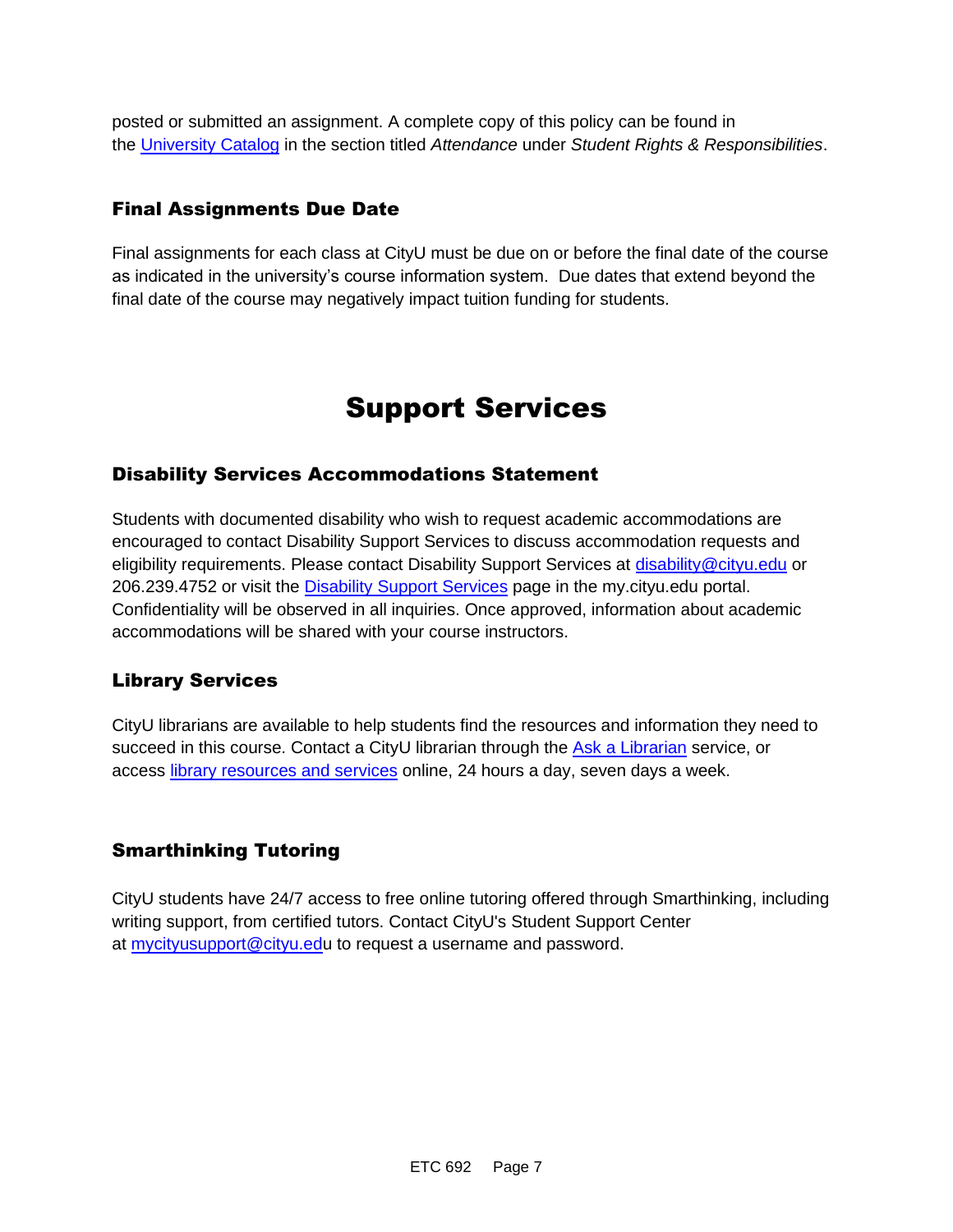posted or submitted an assignment. A complete copy of this policy can be found in the University Catalog in the section titled *Attendance* under *Student Rights & Responsibilities*.

### Final Assignments Due Date

Final assignments for each class at CityU must be due on or before the final date of the course as indicated in the university's course information system. Due dates that extend beyond the final date of the course may negatively impact tuition funding for students.

# Support Services

### Disability Services Accommodations Statement

Students with documented disability who wish to request academic accommodations are encouraged to contact Disability Support Services to discuss accommodation requests and eligibility requirements. Please contact Disability Support Services at disability@cityu.edu or 206.239.4752 or visit the Disability Support Services page in the my.cityu.edu portal. Confidentiality will be observed in all inquiries. Once approved, information about academic accommodations will be shared with your course instructors.

### Library Services

CityU librarians are available to help students find the resources and information they need to succeed in this course. Contact a CityU librarian through the Ask a Librarian service, or access library resources and services online, 24 hours a day, seven days a week.

### Smarthinking Tutoring

CityU students have 24/7 access to free online tutoring offered through Smarthinking, including writing support, from certified tutors. Contact CityU's Student Support Center at mycityusupport@cityu.edu to request a username and password.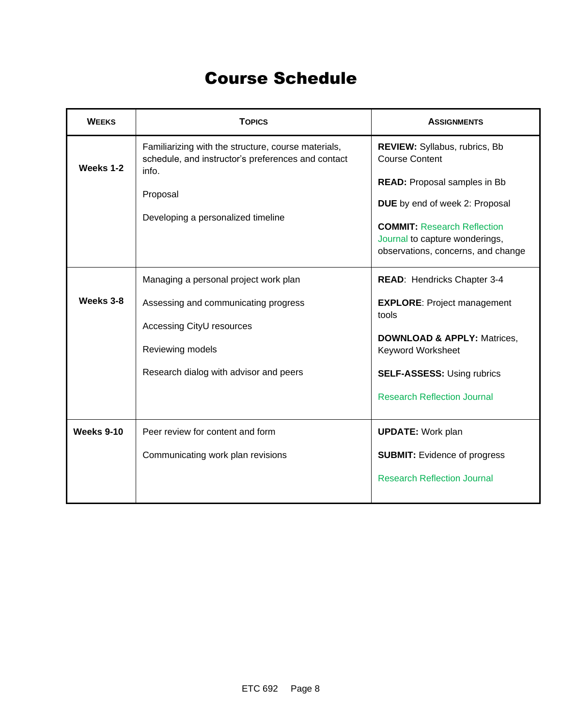# Course Schedule

| Weeks | Topics | Assignments |
|---|---|---|
| **Weeks 1-2** | Familiarizing with the structure, course materials, schedule, and instructor's preferences and contact info.<br><br>Proposal<br><br>Developing a personalized timeline | **REVIEW:** Syllabus, rubrics, Bb Course Content<br><br>**READ:** Proposal samples in Bb<br><br>**DUE** by end of week 2: Proposal<br><br>**COMMIT:** Research Reflection Journal to capture wonderings, observations, concerns, and change |
| **Weeks 3-8** | Managing a personal project work plan<br><br>Assessing and communicating progress<br><br>Accessing CityU resources<br><br>Reviewing models<br><br>Research dialog with advisor and peers | **READ**: Hendricks Chapter 3-4<br><br>**EXPLORE**: Project management tools<br><br>**DOWNLOAD & APPLY:** Matrices, Keyword Worksheet<br><br>**SELF-ASSESS:** Using rubrics<br><br>Research Reflection Journal |
| **Weeks 9-10** | Peer review for content and form<br><br>Communicating work plan revisions | **UPDATE:** Work plan<br><br>**SUBMIT:** Evidence of progress<br><br>Research Reflection Journal |